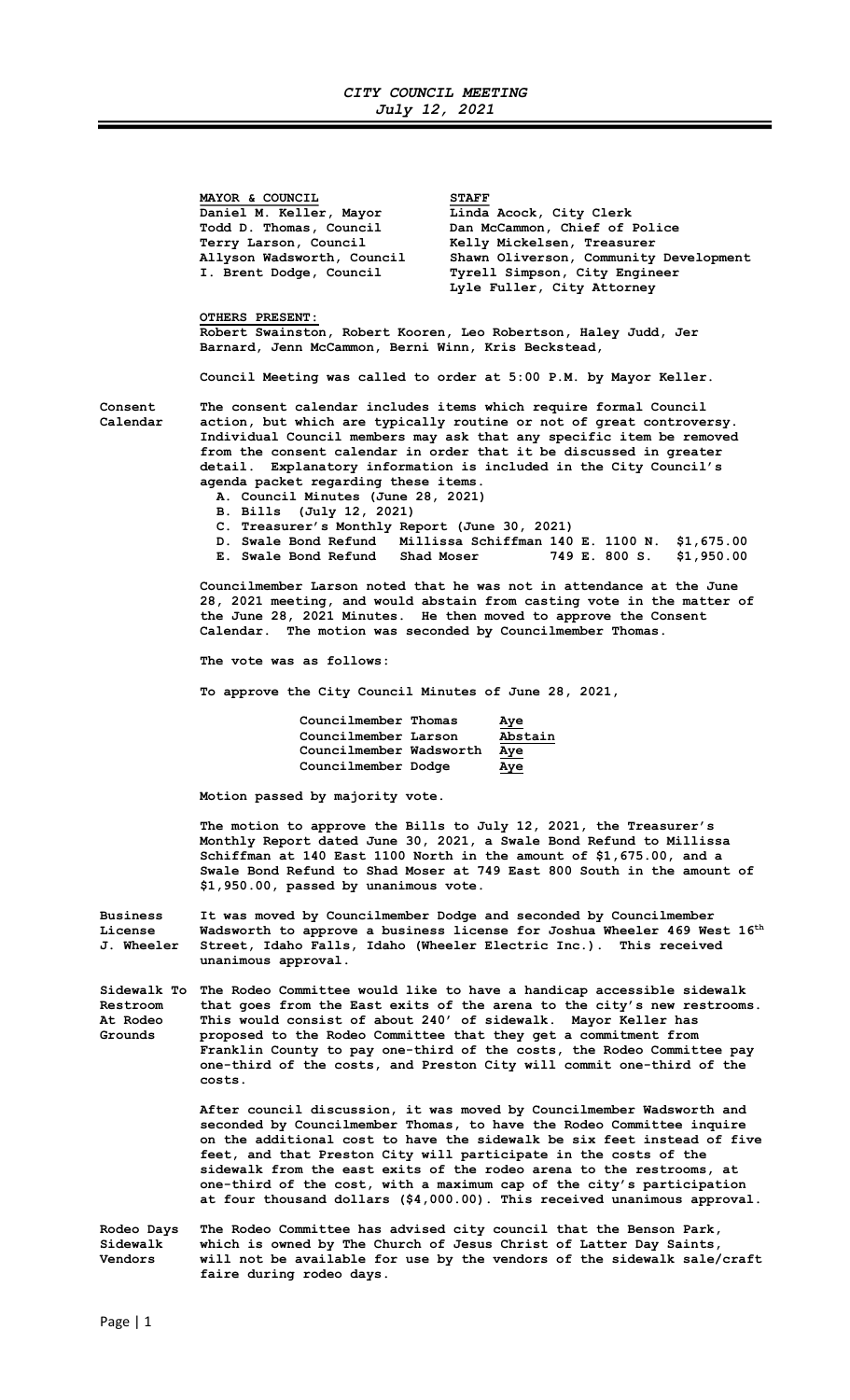# *CITY COUNCIL MEETING*
## *July 12, 2021*

| MAYOR & COUNCIL | STAFF |
|---|---|
| Daniel M. Keller, Mayor | Linda Acock, City Clerk |
| Todd D. Thomas, Council | Dan McCammon, Chief of Police |
| Terry Larson, Council | Kelly Mickelsen, Treasurer |
| Allyson Wadsworth, Council | Shawn Oliverson, Community Development |
| I. Brent Dodge, Council | Tyrell Simpson, City Engineer |
| | Lyle Fuller, City Attorney |

**OTHERS PRESENT:**
Robert Swainston, Robert Kooren, Leo Robertson, Haley Judd, Jer Barnard, Jenn McCammon, Berni Winn, Kris Beckstead,

Council Meeting was called to order at 5:00 P.M. by Mayor Keller.

**Consent Calendar**

The consent calendar includes items which require formal Council action, but which are typically routine or not of great controversy. Individual Council members may ask that any specific item be removed from the consent calendar in order that it be discussed in greater detail. Explanatory information is included in the City Council's agenda packet regarding these items.

A. Council Minutes (June 28, 2021)
B. Bills (July 12, 2021)
C. Treasurer's Monthly Report (June 30, 2021)
D. Swale Bond Refund Millissa Schiffman 140 E. 1100 N. $1,675.00
E. Swale Bond Refund Shad Moser 749 E. 800 S. $1,950.00

Councilmember Larson noted that he was not in attendance at the June 28, 2021 meeting, and would abstain from casting vote in the matter of the June 28, 2021 Minutes. He then moved to approve the Consent Calendar. The motion was seconded by Councilmember Thomas.

The vote was as follows:

To approve the City Council Minutes of June 28, 2021,

| | |
|---|---|
| Councilmember Thomas | Aye |
| Councilmember Larson | Abstain |
| Councilmember Wadsworth | Aye |
| Councilmember Dodge | Aye |

Motion passed by majority vote.

The motion to approve the Bills to July 12, 2021, the Treasurer's Monthly Report dated June 30, 2021, a Swale Bond Refund to Millissa Schiffman at 140 East 1100 North in the amount of $1,675.00, and a Swale Bond Refund to Shad Moser at 749 East 800 South in the amount of $1,950.00, passed by unanimous vote.

**Business License J. Wheeler**

It was moved by Councilmember Dodge and seconded by Councilmember Wadsworth to approve a business license for Joshua Wheeler 469 West 16th Street, Idaho Falls, Idaho (Wheeler Electric Inc.). This received unanimous approval.

**Sidewalk To Restroom At Rodeo Grounds**

The Rodeo Committee would like to have a handicap accessible sidewalk that goes from the East exits of the arena to the city's new restrooms. This would consist of about 240' of sidewalk. Mayor Keller has proposed to the Rodeo Committee that they get a commitment from Franklin County to pay one-third of the costs, the Rodeo Committee pay one-third of the costs, and Preston City will commit one-third of the costs.

After council discussion, it was moved by Councilmember Wadsworth and seconded by Councilmember Thomas, to have the Rodeo Committee inquire on the additional cost to have the sidewalk be six feet instead of five feet, and that Preston City will participate in the costs of the sidewalk from the east exits of the rodeo arena to the restrooms, at one-third of the cost, with a maximum cap of the city's participation at four thousand dollars ($4,000.00). This received unanimous approval.

**Rodeo Days Sidewalk Vendors**

The Rodeo Committee has advised city council that the Benson Park, which is owned by The Church of Jesus Christ of Latter Day Saints, will not be available for use by the vendors of the sidewalk sale/craft faire during rodeo days.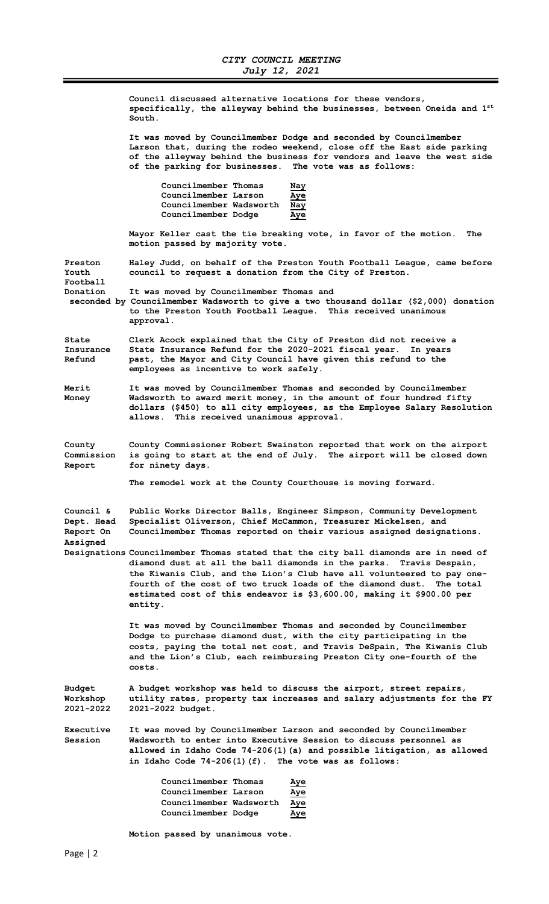Council discussed alternative locations for these vendors, specifically, the alleyway behind the businesses, between Oneida and 1st South.

It was moved by Councilmember Dodge and seconded by Councilmember Larson that, during the rodeo weekend, close off the East side parking of the alleyway behind the business for vendors and leave the west side of the parking for businesses. The vote was as follows:

| | |
|---|---|
| Councilmember Thomas | Nay |
| Councilmember Larson | Aye |
| Councilmember Wadsworth | Nay |
| Councilmember Dodge | Aye |

Mayor Keller cast the tie breaking vote, in favor of the motion. The motion passed by majority vote.

**Preston Youth Football Donation**

Haley Judd, on behalf of the Preston Youth Football League, came before council to request a donation from the City of Preston.

It was moved by Councilmember Thomas and seconded by Councilmember Wadsworth to give a two thousand dollar ($2,000) donation to the Preston Youth Football League. This received unanimous approval.

**State Insurance Refund**

Clerk Acock explained that the City of Preston did not receive a State Insurance Refund for the 2020-2021 fiscal year. In years past, the Mayor and City Council have given this refund to the employees as incentive to work safely.

**Merit Money**

It was moved by Councilmember Thomas and seconded by Councilmember Wadsworth to award merit money, in the amount of four hundred fifty dollars ($450) to all city employees, as the Employee Salary Resolution allows. This received unanimous approval.

**County Commission Report**

County Commissioner Robert Swainston reported that work on the airport is going to start at the end of July. The airport will be closed down for ninety days.

The remodel work at the County Courthouse is moving forward.

**Council & Dept. Head Report On Assigned Designations**

Public Works Director Balls, Engineer Simpson, Community Development Specialist Oliverson, Chief McCammon, Treasurer Mickelsen, and Councilmember Thomas reported on their various assigned designations.

Councilmember Thomas stated that the city ball diamonds are in need of diamond dust at all the ball diamonds in the parks. Travis Despain, the Kiwanis Club, and the Lion's Club have all volunteered to pay one-fourth of the cost of two truck loads of the diamond dust. The total estimated cost of this endeavor is $3,600.00, making it $900.00 per entity.

It was moved by Councilmember Thomas and seconded by Councilmember Dodge to purchase diamond dust, with the city participating in the costs, paying the total net cost, and Travis DeSpain, The Kiwanis Club and the Lion's Club, each reimbursing Preston City one-fourth of the costs.

**Budget Workshop 2021-2022**

A budget workshop was held to discuss the airport, street repairs, utility rates, property tax increases and salary adjustments for the FY 2021-2022 budget.

**Executive Session**

It was moved by Councilmember Larson and seconded by Councilmember Wadsworth to enter into Executive Session to discuss personnel as allowed in Idaho Code 74-206(1)(a) and possible litigation, as allowed in Idaho Code 74-206(1)(f). The vote was as follows:

| | |
|---|---|
| Councilmember Thomas | Aye |
| Councilmember Larson | Aye |
| Councilmember Wadsworth | Aye |
| Councilmember Dodge | Aye |

Motion passed by unanimous vote.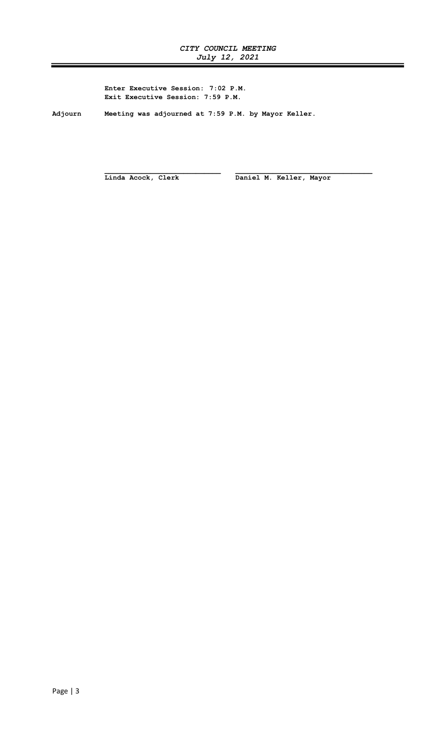**Enter Executive Session: 7:02 P.M.**
**Exit Executive Session: 7:59 P.M.**

**Adjourn** **Meeting was adjourned at 7:59 P.M. by Mayor Keller.**

**______________________________**
**Linda Acock, Clerk**

**______________________________**
**Daniel M. Keller, Mayor**